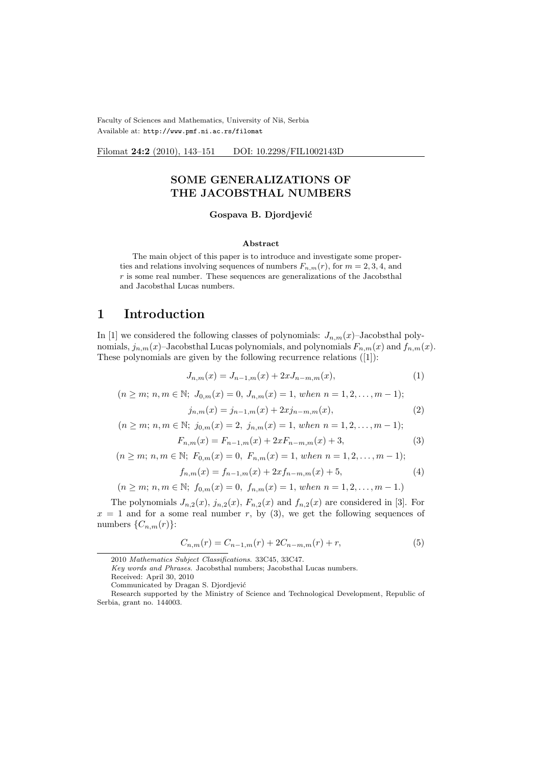# SOME GENERALIZATIONS OF THE JACOBSTHAL NUMBERS

**Gospava B. Djordjević**

**Abstract**

The main object of this paper is to introduce and investigate some properties and relations involving sequences of numbers $F_{n,m}(r)$, for $m = 2, 3, 4$, and $r$ is some real number. These sequences are generalizations of the Jacobsthal and Jacobsthal Lucas numbers.

## 1 Introduction

In [1] we considered the following classes of polynomials: $J_{n,m}(x)$–Jacobsthal polynomials, $j_{n,m}(x)$–Jacobsthal Lucas polynomials, and polynomials $F_{n,m}(x)$ and $f_{n,m}(x)$. These polynomials are given by the following recurrence relations ([1]):

$$J_{n,m}(x) = J_{n-1,m}(x) + 2xJ_{n-m,m}(x), \tag{1}$$

$(n \geq m;\, n, m \in \mathbb{N};\; J_{0,m}(x) = 0,\; J_{n,m}(x) = 1,\; when\; n = 1, 2, \ldots, m-1);$

$$j_{n,m}(x) = j_{n-1,m}(x) + 2xj_{n-m,m}(x), \tag{2}$$

$(n \geq m;\, n, m \in \mathbb{N};\; j_{0,m}(x) = 2,\; j_{n,m}(x) = 1,\; when\; n = 1, 2, \ldots, m-1);$

$$F_{n,m}(x) = F_{n-1,m}(x) + 2xF_{n-m,m}(x) + 3, \tag{3}$$

$(n \geq m;\, n, m \in \mathbb{N};\; F_{0,m}(x) = 0,\; F_{n,m}(x) = 1,\; when\; n = 1, 2, \ldots, m-1);$

$$f_{n,m}(x) = f_{n-1,m}(x) + 2xf_{n-m,m}(x) + 5, \tag{4}$$

$(n \geq m;\, n, m \in \mathbb{N};\; f_{0,m}(x) = 0,\; f_{n,m}(x) = 1,\; when\; n = 1, 2, \ldots, m-1.)$

The polynomials $J_{n,2}(x)$, $j_{n,2}(x)$, $F_{n,2}(x)$ and $f_{n,2}(x)$ are considered in [3]. For $x = 1$ and for a some real number $r$, by (3), we get the following sequences of numbers $\{C_{n,m}(r)\}$:

$$C_{n,m}(r) = C_{n-1,m}(r) + 2C_{n-m,m}(r) + r, \tag{5}$$

2010 *Mathematics Subject Classifications*. 33C45, 33C47.

*Key words and Phrases*. Jacobsthal numbers; Jacobsthal Lucas numbers.

Received: April 30, 2010

Communicated by Dragan S. Djordjević

Research supported by the Ministry of Science and Technological Development, Republic of Serbia, grant no. 144003.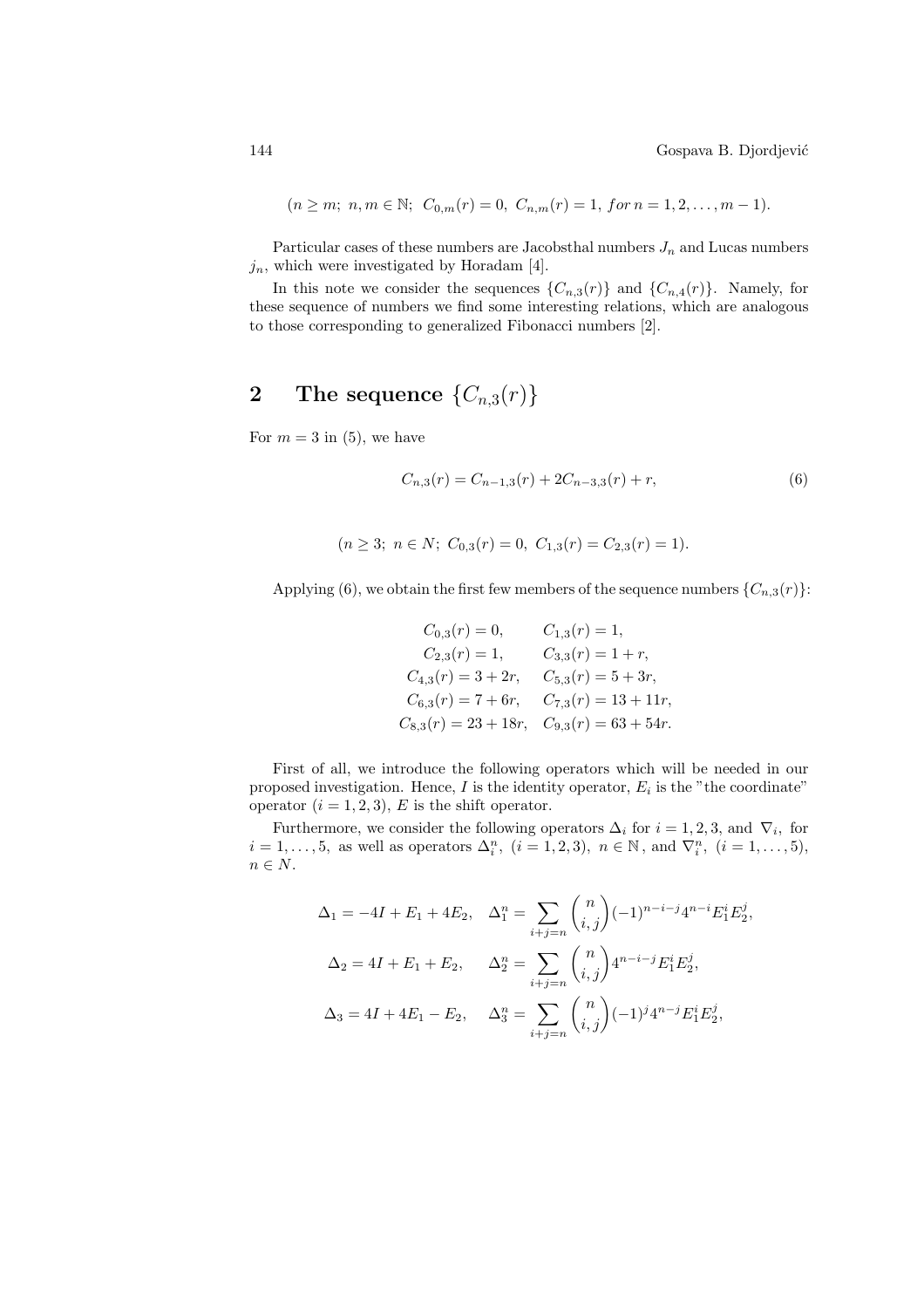$$(n \geq m;\ n, m \in \mathbb{N};\ C_{0,m}(r) = 0,\ C_{n,m}(r) = 1,\ for\, n = 1, 2, \ldots, m-1).$$

Particular cases of these numbers are Jacobsthal numbers $J_n$ and Lucas numbers $j_n$, which were investigated by Horadam [4].

In this note we consider the sequences $\{C_{n,3}(r)\}$ and $\{C_{n,4}(r)\}$. Namely, for these sequence of numbers we find some interesting relations, which are analogous to those corresponding to generalized Fibonacci numbers [2].

## 2 The sequence $\{C_{n,3}(r)\}$

For $m = 3$ in (5), we have

$$C_{n,3}(r) = C_{n-1,3}(r) + 2C_{n-3,3}(r) + r, \tag{6}$$

$$(n \geq 3;\ n \in N;\ C_{0,3}(r) = 0,\ C_{1,3}(r) = C_{2,3}(r) = 1).$$

Applying (6), we obtain the first few members of the sequence numbers $\{C_{n,3}(r)\}$:

$$\begin{array}{ll} C_{0,3}(r) = 0, & C_{1,3}(r) = 1, \\ C_{2,3}(r) = 1, & C_{3,3}(r) = 1 + r, \\ C_{4,3}(r) = 3 + 2r, & C_{5,3}(r) = 5 + 3r, \\ C_{6,3}(r) = 7 + 6r, & C_{7,3}(r) = 13 + 11r, \\ C_{8,3}(r) = 23 + 18r, & C_{9,3}(r) = 63 + 54r. \end{array}$$

First of all, we introduce the following operators which will be needed in our proposed investigation. Hence, $I$ is the identity operator, $E_i$ is the "the coordinate" operator $(i = 1, 2, 3)$, $E$ is the shift operator.

Furthermore, we consider the following operators $\Delta_i$ for $i = 1, 2, 3$, and $\nabla_i$, for $i = 1, \ldots, 5$, as well as operators $\Delta_i^n$, $(i = 1, 2, 3)$, $n \in \mathbb{N}$, and $\nabla_i^n$, $(i = 1, \ldots, 5)$, $n \in N$.

$$\Delta_1 = -4I + E_1 + 4E_2, \quad \Delta_1^n = \sum_{i+j=n} \binom{n}{i,j} (-1)^{n-i-j} 4^{n-i} E_1^i E_2^j,$$

$$\Delta_2 = 4I + E_1 + E_2, \quad \Delta_2^n = \sum_{i+j=n} \binom{n}{i,j} 4^{n-i-j} E_1^i E_2^j,$$

$$\Delta_3 = 4I + 4E_1 - E_2, \quad \Delta_3^n = \sum_{i+j=n} \binom{n}{i,j} (-1)^j 4^{n-j} E_1^i E_2^j,$$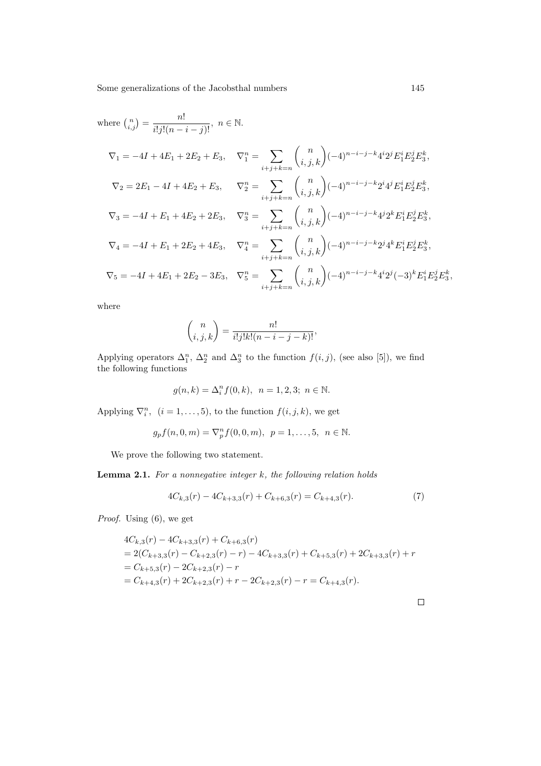where $\binom{n}{i,j} = \dfrac{n!}{i!j!(n-i-j)!}$, $n \in \mathbb{N}$.

$$\nabla_1 = -4I + 4E_1 + 2E_2 + E_3, \quad \nabla_1^n = \sum_{i+j+k=n} \binom{n}{i,j,k} (-4)^{n-i-j-k} 4^i 2^j E_1^i E_2^j E_3^k,$$

$$\nabla_2 = 2E_1 - 4I + 4E_2 + E_3, \quad \nabla_2^n = \sum_{i+j+k=n} \binom{n}{i,j,k} (-4)^{n-i-j-k} 2^i 4^j E_1^i E_2^j E_3^k,$$

$$\nabla_3 = -4I + E_1 + 4E_2 + 2E_3, \quad \nabla_3^n = \sum_{i+j+k=n} \binom{n}{i,j,k} (-4)^{n-i-j-k} 4^j 2^k E_1^i E_2^j E_3^k,$$

$$\nabla_4 = -4I + E_1 + 2E_2 + 4E_3, \quad \nabla_4^n = \sum_{i+j+k=n} \binom{n}{i,j,k} (-4)^{n-i-j-k} 2^j 4^k E_1^i E_2^j E_3^k,$$

$$\nabla_5 = -4I + 4E_1 + 2E_2 - 3E_3, \quad \nabla_5^n = \sum_{i+j+k=n} \binom{n}{i,j,k} (-4)^{n-i-j-k} 4^i 2^j (-3)^k E_1^i E_2^j E_3^k,$$

where

$$\binom{n}{i,j,k} = \frac{n!}{i!j!k!(n-i-j-k)!},$$

Applying operators $\Delta_1^n$, $\Delta_2^n$ and $\Delta_3^n$ to the function $f(i,j)$, (see also [5]), we find the following functions

$$g(n,k) = \Delta_i^n f(0,k), \;\; n = 1,2,3; \; n \in \mathbb{N}.$$

Applying $\nabla_i^n$, $(i = 1,\dots,5)$, to the function $f(i,j,k)$, we get

$$g_p f(n,0,m) = \nabla_p^n f(0,0,m), \;\; p = 1,\dots,5, \;\; n \in \mathbb{N}.$$

We prove the following two statement.

**Lemma 2.1.** *For a nonnegative integer $k$, the following relation holds*

$$4C_{k,3}(r) - 4C_{k+3,3}(r) + C_{k+6,3}(r) = C_{k+4,3}(r). \tag{7}$$

*Proof.* Using (6), we get

$$\begin{aligned}
&4C_{k,3}(r) - 4C_{k+3,3}(r) + C_{k+6,3}(r) \\
&= 2(C_{k+3,3}(r) - C_{k+2,3}(r) - r) - 4C_{k+3,3}(r) + C_{k+5,3}(r) + 2C_{k+3,3}(r) + r \\
&= C_{k+5,3}(r) - 2C_{k+2,3}(r) - r \\
&= C_{k+4,3}(r) + 2C_{k+2,3}(r) + r - 2C_{k+2,3}(r) - r = C_{k+4,3}(r).
\end{aligned}$$

□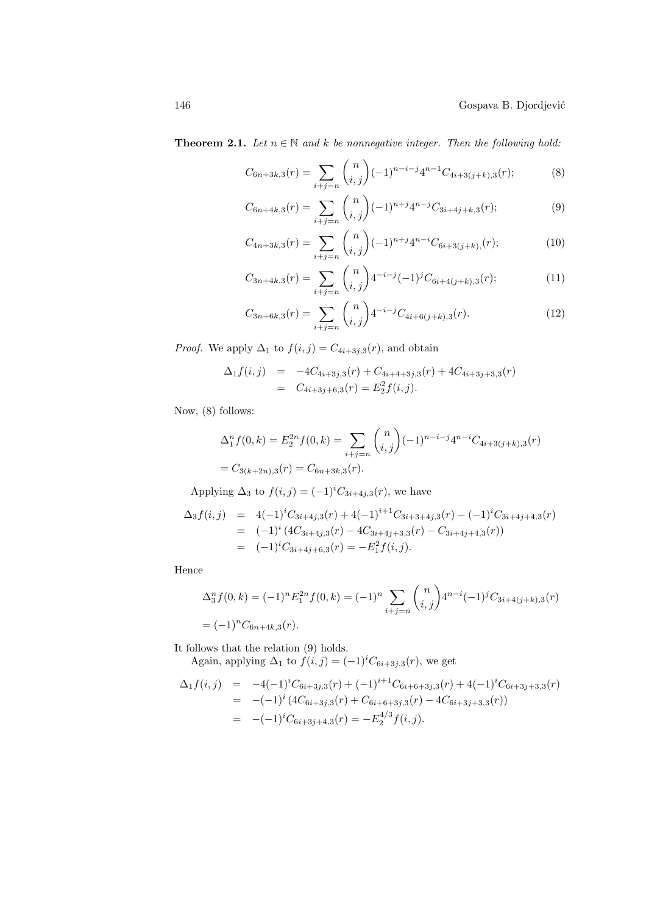**Theorem 2.1.** *Let $n \in \mathbb{N}$ and $k$ be nonnegative integer. Then the following hold:*

$$C_{6n+3k,3}(r) = \sum_{i+j=n} \binom{n}{i,j} (-1)^{n-i-j} 4^{n-1} C_{4i+3(j+k),3}(r); \tag{8}$$

$$C_{6n+4k,3}(r) = \sum_{i+j=n} \binom{n}{i,j} (-1)^{n+j} 4^{n-j} C_{3i+4j+k,3}(r); \tag{9}$$

$$C_{4n+3k,3}(r) = \sum_{i+j=n} \binom{n}{i,j} (-1)^{n+j} 4^{n-i} C_{6i+3(j+k),}(r); \tag{10}$$

$$C_{3n+4k,3}(r) = \sum_{i+j=n} \binom{n}{i,j} 4^{-i-j} (-1)^{j} C_{6i+4(j+k),3}(r); \tag{11}$$

$$C_{3n+6k,3}(r) = \sum_{i+j=n} \binom{n}{i,j} 4^{-i-j} C_{4i+6(j+k),3}(r). \tag{12}$$

*Proof.* We apply $\Delta_1$ to $f(i,j) = C_{4i+3j,3}(r)$, and obtain

$$\begin{aligned} \Delta_1 f(i,j) &= -4C_{4i+3j,3}(r) + C_{4i+4+3j,3}(r) + 4C_{4i+3j+3,3}(r) \\ &= C_{4i+3j+6,3}(r) = E_2^2 f(i,j). \end{aligned}$$

Now, (8) follows:

$$\begin{aligned} &\Delta_1^n f(0,k) = E_2^{2n} f(0,k) = \sum_{i+j=n} \binom{n}{i,j} (-1)^{n-i-j} 4^{n-i} C_{4i+3(j+k),3}(r) \\ &= C_{3(k+2n),3}(r) = C_{6n+3k,3}(r). \end{aligned}$$

Applying $\Delta_3$ to $f(i,j) = (-1)^i C_{3i+4j,3}(r)$, we have

$$\begin{aligned} \Delta_3 f(i,j) &= 4(-1)^i C_{3i+4j,3}(r) + 4(-1)^{i+1} C_{3i+3+4j,3}(r) - (-1)^i C_{3i+4j+4,3}(r) \\ &= (-1)^i \left(4C_{3i+4j,3}(r) - 4C_{3i+4j+3,3}(r) - C_{3i+4j+4,3}(r)\right) \\ &= (-1)^i C_{3i+4j+6,3}(r) = -E_1^2 f(i,j). \end{aligned}$$

Hence

$$\begin{aligned} &\Delta_3^n f(0,k) = (-1)^n E_1^{2n} f(0,k) = (-1)^n \sum_{i+j=n} \binom{n}{i,j} 4^{n-i} (-1)^j C_{3i+4(j+k),3}(r) \\ &= (-1)^n C_{6n+4k,3}(r). \end{aligned}$$

It follows that the relation (9) holds.

Again, applying $\Delta_1$ to $f(i,j) = (-1)^i C_{6i+3j,3}(r)$, we get

$$\begin{aligned} \Delta_1 f(i,j) &= -4(-1)^i C_{6i+3j,3}(r) + (-1)^{i+1} C_{6i+6+3j,3}(r) + 4(-1)^i C_{6i+3j+3,3}(r) \\ &= -(-1)^i \left(4C_{6i+3j,3}(r) + C_{6i+6+3j,3}(r) - 4C_{6i+3j+3,3}(r)\right) \\ &= -(-1)^i C_{6i+3j+4,3}(r) = -E_2^{4/3} f(i,j). \end{aligned}$$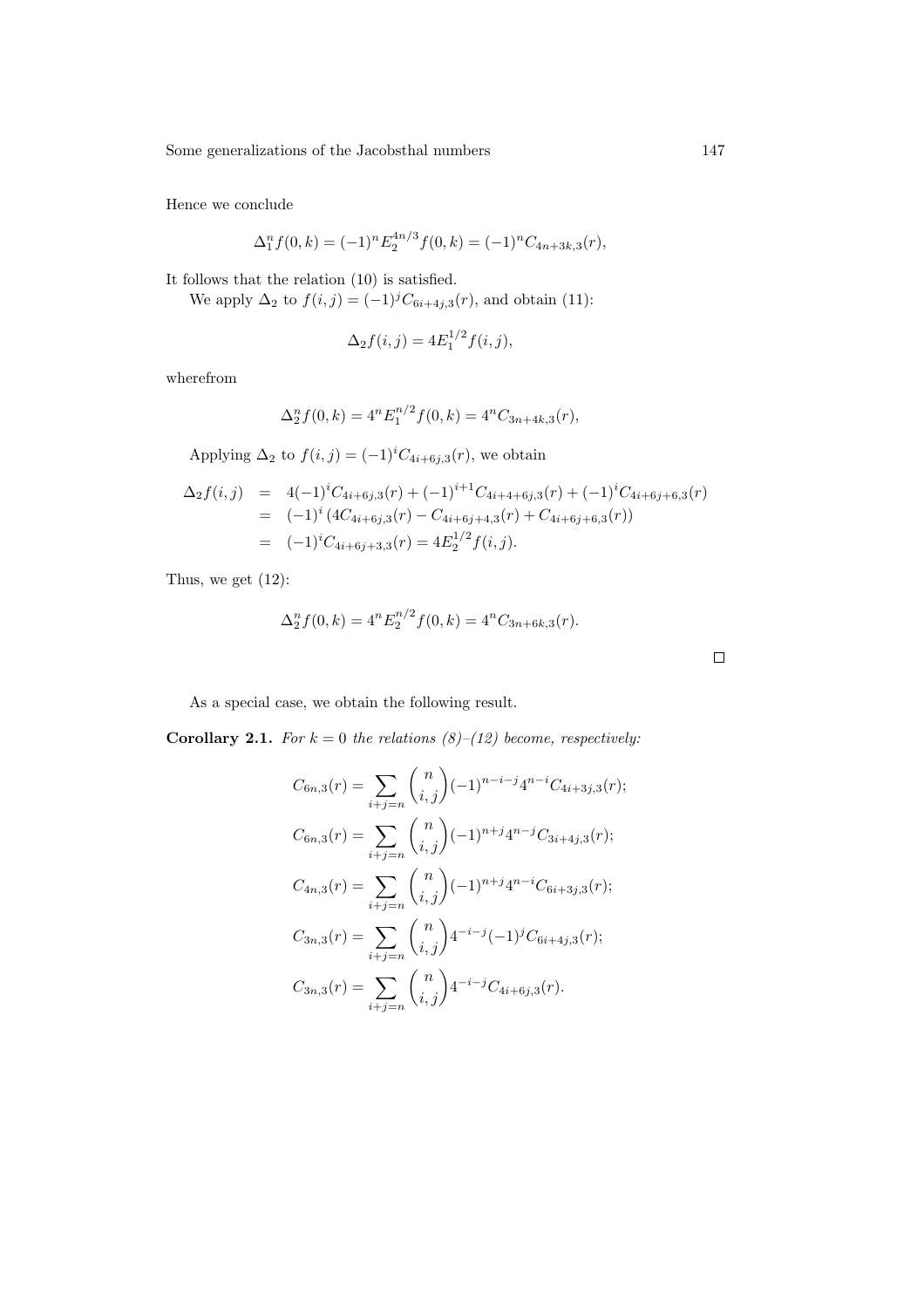Hence we conclude

$$\Delta_1^n f(0,k) = (-1)^n E_2^{4n/3} f(0,k) = (-1)^n C_{4n+3k,3}(r),$$

It follows that the relation (10) is satisfied.

We apply $\Delta_2$ to $f(i,j) = (-1)^j C_{6i+4j,3}(r)$, and obtain (11):

$$\Delta_2 f(i,j) = 4E_1^{1/2} f(i,j),$$

wherefrom

$$\Delta_2^n f(0,k) = 4^n E_1^{n/2} f(0,k) = 4^n C_{3n+4k,3}(r),$$

Applying $\Delta_2$ to $f(i,j) = (-1)^i C_{4i+6j,3}(r)$, we obtain

$$\begin{aligned}
\Delta_2 f(i,j) &= 4(-1)^i C_{4i+6j,3}(r) + (-1)^{i+1} C_{4i+4+6j,3}(r) + (-1)^i C_{4i+6j+6,3}(r) \\
&= (-1)^i \left(4C_{4i+6j,3}(r) - C_{4i+6j+4,3}(r) + C_{4i+6j+6,3}(r)\right) \\
&= (-1)^i C_{4i+6j+3,3}(r) = 4E_2^{1/2} f(i,j).
\end{aligned}$$

Thus, we get (12):

$$\Delta_2^n f(0,k) = 4^n E_2^{n/2} f(0,k) = 4^n C_{3n+6k,3}(r).$$

□

As a special case, we obtain the following result.

**Corollary 2.1.** *For $k = 0$ the relations (8)–(12) become, respectively:*

$$C_{6n,3}(r) = \sum_{i+j=n} \binom{n}{i,j} (-1)^{n-i-j} 4^{n-i} C_{4i+3j,3}(r);$$

$$C_{6n,3}(r) = \sum_{i+j=n} \binom{n}{i,j} (-1)^{n+j} 4^{n-j} C_{3i+4j,3}(r);$$

$$C_{4n,3}(r) = \sum_{i+j=n} \binom{n}{i,j} (-1)^{n+j} 4^{n-i} C_{6i+3j,3}(r);$$

$$C_{3n,3}(r) = \sum_{i+j=n} \binom{n}{i,j} 4^{-i-j} (-1)^j C_{6i+4j,3}(r);$$

$$C_{3n,3}(r) = \sum_{i+j=n} \binom{n}{i,j} 4^{-i-j} C_{4i+6j,3}(r).$$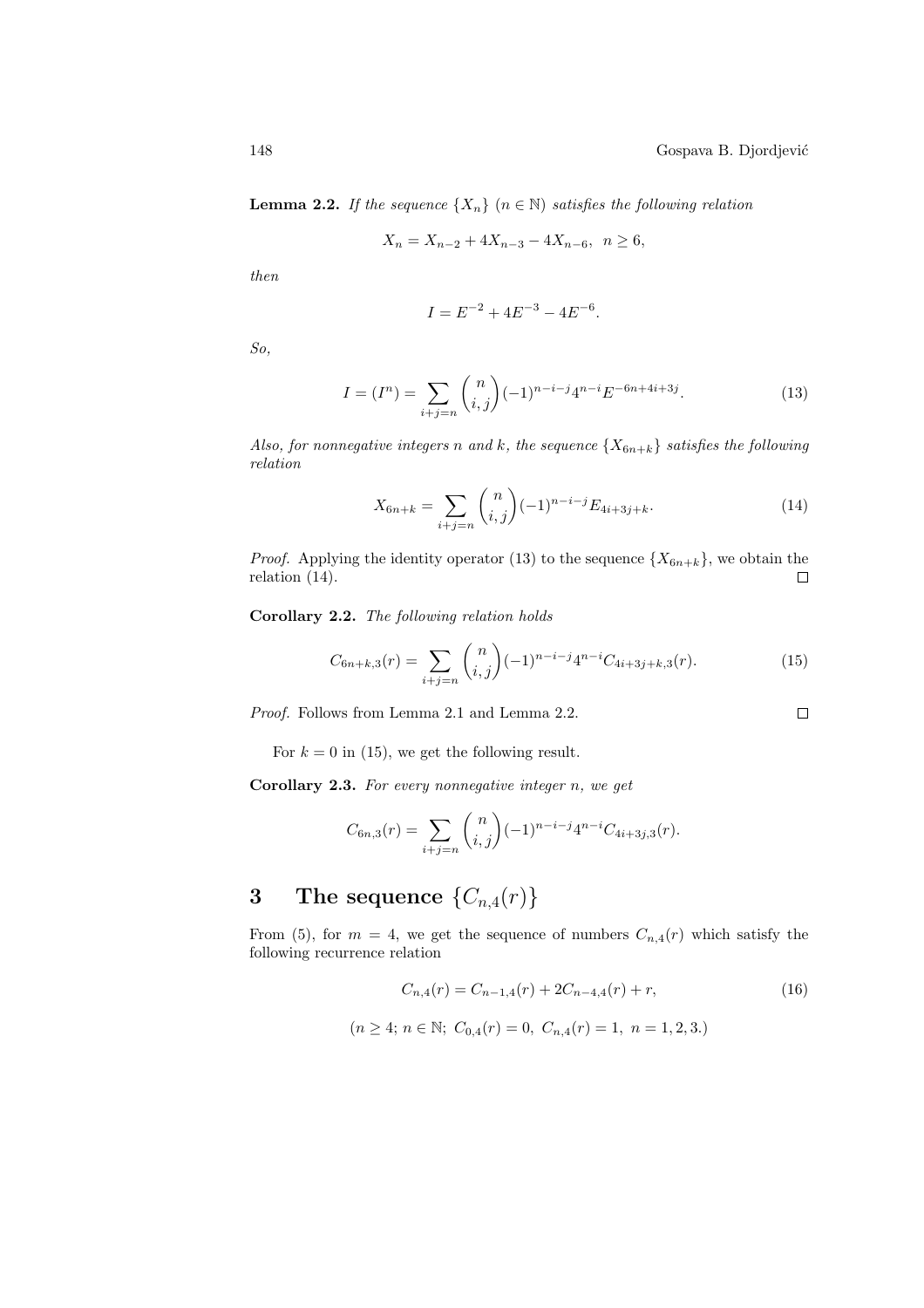**Lemma 2.2.** *If the sequence $\{X_n\}$ ($n \in \mathbb{N}$) satisfies the following relation*

$$X_n = X_{n-2} + 4X_{n-3} - 4X_{n-6}, \;\; n \geq 6,$$

*then*

$$I = E^{-2} + 4E^{-3} - 4E^{-6}.$$

*So,*

$$I = (I^n) = \sum_{i+j=n} \binom{n}{i,j} (-1)^{n-i-j} 4^{n-i} E^{-6n+4i+3j}. \tag{13}$$

*Also, for nonnegative integers $n$ and $k$, the sequence $\{X_{6n+k}\}$ satisfies the following relation*

$$X_{6n+k} = \sum_{i+j=n} \binom{n}{i,j} (-1)^{n-i-j} E_{4i+3j+k}. \tag{14}$$

*Proof.* Applying the identity operator (13) to the sequence $\{X_{6n+k}\}$, we obtain the relation (14). $\square$

**Corollary 2.2.** *The following relation holds*

$$C_{6n+k,3}(r) = \sum_{i+j=n} \binom{n}{i,j} (-1)^{n-i-j} 4^{n-i} C_{4i+3j+k,3}(r). \tag{15}$$

*Proof.* Follows from Lemma 2.1 and Lemma 2.2. $\square$

For $k = 0$ in (15), we get the following result.

**Corollary 2.3.** *For every nonnegative integer $n$, we get*

$$C_{6n,3}(r) = \sum_{i+j=n} \binom{n}{i,j} (-1)^{n-i-j} 4^{n-i} C_{4i+3j,3}(r).$$

# 3 The sequence $\{C_{n,4}(r)\}$

From (5), for $m = 4$, we get the sequence of numbers $C_{n,4}(r)$ which satisfy the following recurrence relation

$$C_{n,4}(r) = C_{n-1,4}(r) + 2C_{n-4,4}(r) + r, \tag{16}$$

$$(n \geq 4;\; n \in \mathbb{N};\; C_{0,4}(r) = 0,\; C_{n,4}(r) = 1,\; n = 1, 2, 3.)$$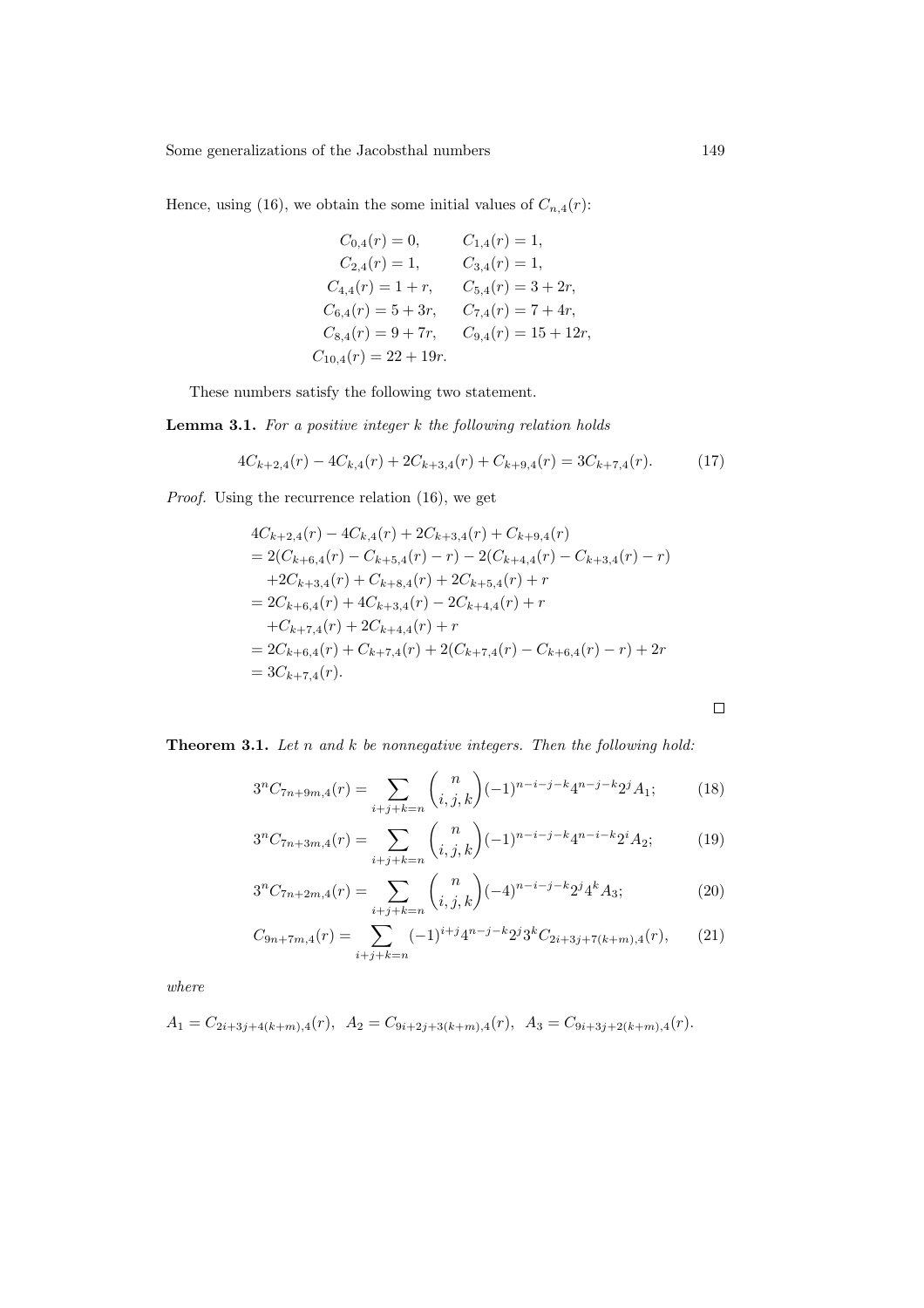Hence, using (16), we obtain the some initial values of $C_{n,4}(r)$:

$$
\begin{aligned}
C_{0,4}(r) &= 0, & C_{1,4}(r) &= 1,\\
C_{2,4}(r) &= 1, & C_{3,4}(r) &= 1,\\
C_{4,4}(r) &= 1+r, & C_{5,4}(r) &= 3+2r,\\
C_{6,4}(r) &= 5+3r, & C_{7,4}(r) &= 7+4r,\\
C_{8,4}(r) &= 9+7r, & C_{9,4}(r) &= 15+12r,\\
C_{10,4}(r) &= 22+19r.
\end{aligned}
$$

These numbers satisfy the following two statement.

**Lemma 3.1.** *For a positive integer $k$ the following relation holds*

$$
4C_{k+2,4}(r) - 4C_{k,4}(r) + 2C_{k+3,4}(r) + C_{k+9,4}(r) = 3C_{k+7,4}(r). \tag{17}
$$

*Proof.* Using the recurrence relation (16), we get

$$
\begin{aligned}
&4C_{k+2,4}(r) - 4C_{k,4}(r) + 2C_{k+3,4}(r) + C_{k+9,4}(r)\\
&= 2(C_{k+6,4}(r) - C_{k+5,4}(r) - r) - 2(C_{k+4,4}(r) - C_{k+3,4}(r) - r)\\
&\quad +2C_{k+3,4}(r) + C_{k+8,4}(r) + 2C_{k+5,4}(r) + r\\
&= 2C_{k+6,4}(r) + 4C_{k+3,4}(r) - 2C_{k+4,4}(r) + r\\
&\quad +C_{k+7,4}(r) + 2C_{k+4,4}(r) + r\\
&= 2C_{k+6,4}(r) + C_{k+7,4}(r) + 2(C_{k+7,4}(r) - C_{k+6,4}(r) - r) + 2r\\
&= 3C_{k+7,4}(r).
\end{aligned}
$$

□

**Theorem 3.1.** *Let $n$ and $k$ be nonnegative integers. Then the following hold:*

$$
3^n C_{7n+9m,4}(r) = \sum_{i+j+k=n} \binom{n}{i,j,k} (-1)^{n-i-j-k} 4^{n-j-k} 2^j A_1; \tag{18}
$$

$$
3^n C_{7n+3m,4}(r) = \sum_{i+j+k=n} \binom{n}{i,j,k} (-1)^{n-i-j-k} 4^{n-i-k} 2^i A_2; \tag{19}
$$

$$
3^n C_{7n+2m,4}(r) = \sum_{i+j+k=n} \binom{n}{i,j,k} (-4)^{n-i-j-k} 2^j 4^k A_3; \tag{20}
$$

$$
C_{9n+7m,4}(r) = \sum_{i+j+k=n} (-1)^{i+j} 4^{n-j-k} 2^j 3^k C_{2i+3j+7(k+m),4}(r), \tag{21}
$$

*where*

$$
A_1 = C_{2i+3j+4(k+m),4}(r),\;\; A_2 = C_{9i+2j+3(k+m),4}(r),\;\; A_3 = C_{9i+3j+2(k+m),4}(r).
$$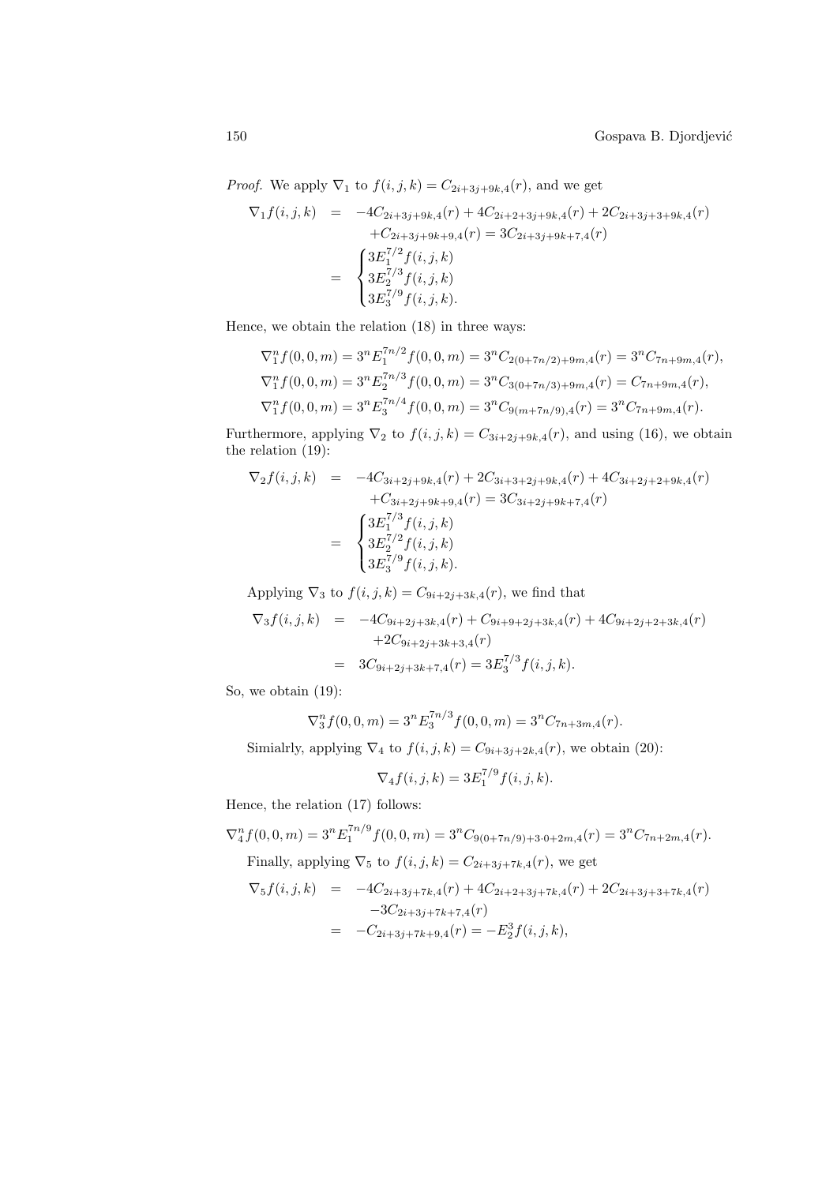*Proof.* We apply $\nabla_1$ to $f(i,j,k) = C_{2i+3j+9k,4}(r)$, and we get

$$
\begin{aligned}
\nabla_1 f(i,j,k) &= -4C_{2i+3j+9k,4}(r) + 4C_{2i+2+3j+9k,4}(r) + 2C_{2i+3j+3+9k,4}(r) \\
&\quad + C_{2i+3j+9k+9,4}(r) = 3C_{2i+3j+9k+7,4}(r) \\
&= \begin{cases} 3E_1^{7/2} f(i,j,k) \\ 3E_2^{7/3} f(i,j,k) \\ 3E_3^{7/9} f(i,j,k). \end{cases}
\end{aligned}
$$

Hence, we obtain the relation (18) in three ways:

$$
\nabla_1^n f(0,0,m) = 3^n E_1^{7n/2} f(0,0,m) = 3^n C_{2(0+7n/2)+9m,4}(r) = 3^n C_{7n+9m,4}(r),
$$

$$
\nabla_1^n f(0,0,m) = 3^n E_2^{7n/3} f(0,0,m) = 3^n C_{3(0+7n/3)+9m,4}(r) = C_{7n+9m,4}(r),
$$

$$
\nabla_1^n f(0,0,m) = 3^n E_3^{7n/4} f(0,0,m) = 3^n C_{9(m+7n/9),4}(r) = 3^n C_{7n+9m,4}(r).
$$

Furthermore, applying $\nabla_2$ to $f(i,j,k) = C_{3i+2j+9k,4}(r)$, and using (16), we obtain the relation (19):

$$
\begin{aligned}
\nabla_2 f(i,j,k) &= -4C_{3i+2j+9k,4}(r) + 2C_{3i+3+2j+9k,4}(r) + 4C_{3i+2j+2+9k,4}(r) \\
&\quad + C_{3i+2j+9k+9,4}(r) = 3C_{3i+2j+9k+7,4}(r) \\
&= \begin{cases} 3E_1^{7/3} f(i,j,k) \\ 3E_2^{7/2} f(i,j,k) \\ 3E_3^{7/9} f(i,j,k). \end{cases}
\end{aligned}
$$

Applying $\nabla_3$ to $f(i,j,k) = C_{9i+2j+3k,4}(r)$, we find that

$$
\begin{aligned}
\nabla_3 f(i,j,k) &= -4C_{9i+2j+3k,4}(r) + C_{9i+9+2j+3k,4}(r) + 4C_{9i+2j+2+3k,4}(r) \\
&\quad + 2C_{9i+2j+3k+3,4}(r) \\
&= 3C_{9i+2j+3k+7,4}(r) = 3E_3^{7/3} f(i,j,k).
\end{aligned}
$$

So, we obtain (19):

$$
\nabla_3^n f(0,0,m) = 3^n E_3^{7n/3} f(0,0,m) = 3^n C_{7n+3m,4}(r).
$$

Simialrly, applying $\nabla_4$ to $f(i,j,k) = C_{9i+3j+2k,4}(r)$, we obtain (20):

$$
\nabla_4 f(i,j,k) = 3E_1^{7/9} f(i,j,k).
$$

Hence, the relation (17) follows:

$$
\nabla_4^n f(0,0,m) = 3^n E_1^{7n/9} f(0,0,m) = 3^n C_{9(0+7n/9)+3\cdot 0+2m,4}(r) = 3^n C_{7n+2m,4}(r).
$$

Finally, applying $\nabla_5$ to $f(i,j,k) = C_{2i+3j+7k,4}(r)$, we get

$$
\begin{aligned}
\nabla_5 f(i,j,k) &= -4C_{2i+3j+7k,4}(r) + 4C_{2i+2+3j+7k,4}(r) + 2C_{2i+3j+3+7k,4}(r) \\
&\quad - 3C_{2i+3j+7k+7,4}(r) \\
&= -C_{2i+3j+7k+9,4}(r) = -E_2^3 f(i,j,k),
\end{aligned}
$$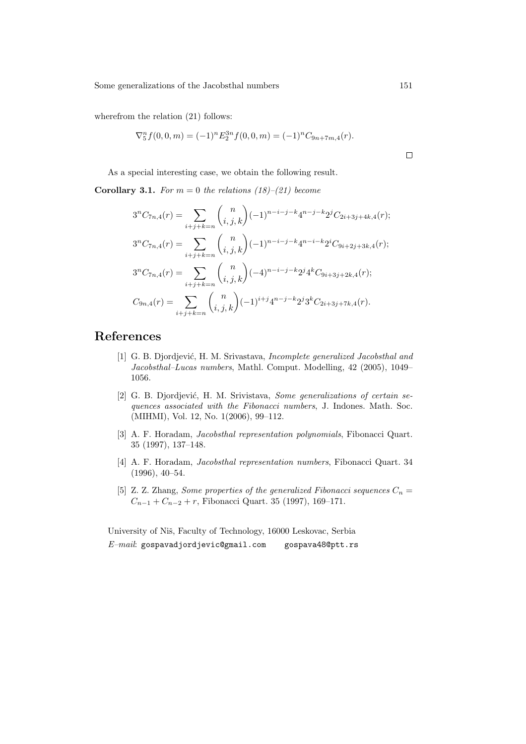wherefrom the relation (21) follows:

$$\nabla_5^n f(0,0,m) = (-1)^n E_2^{3n} f(0,0,m) = (-1)^n C_{9n+7m,4}(r).$$

$\square$

As a special interesting case, we obtain the following result.

**Corollary 3.1.** *For $m = 0$ the relations (18)–(21) become*

$$3^n C_{7n,4}(r) = \sum_{i+j+k=n} \binom{n}{i,j,k} (-1)^{n-i-j-k} 4^{n-j-k} 2^j C_{2i+3j+4k,4}(r);$$

$$3^n C_{7n,4}(r) = \sum_{i+j+k=n} \binom{n}{i,j,k} (-1)^{n-i-j-k} 4^{n-i-k} 2^i C_{9i+2j+3k,4}(r);$$

$$3^n C_{7n,4}(r) = \sum_{i+j+k=n} \binom{n}{i,j,k} (-4)^{n-i-j-k} 2^j 4^k C_{9i+3j+2k,4}(r);$$

$$C_{9n,4}(r) = \sum_{i+j+k=n} \binom{n}{i,j,k} (-1)^{i+j} 4^{n-j-k} 2^j 3^k C_{2i+3j+7k,4}(r).$$

# References

[1] G. B. Djordjević, H. M. Srivastava, *Incomplete generalized Jacobsthal and Jacobsthal–Lucas numbers*, Mathl. Comput. Modelling, 42 (2005), 1049–1056.

[2] G. B. Djordjević, H. M. Srivistava, *Some generalizations of certain sequences associated with the Fibonacci numbers*, J. Indones. Math. Soc. (MIHMI), Vol. 12, No. 1(2006), 99–112.

[3] A. F. Horadam, *Jacobsthal representation polynomials*, Fibonacci Quart. 35 (1997), 137–148.

[4] A. F. Horadam, *Jacobsthal representation numbers*, Fibonacci Quart. 34 (1996), 40–54.

[5] Z. Z. Zhang, *Some properties of the generalized Fibonacci sequences $C_n = C_{n-1} + C_{n-2} + r$*, Fibonacci Quart. 35 (1997), 169–171.

University of Niš, Faculty of Technology, 16000 Leskovac, Serbia

*E–mail*: gospavadjordjevic@gmail.com gospava48@ptt.rs